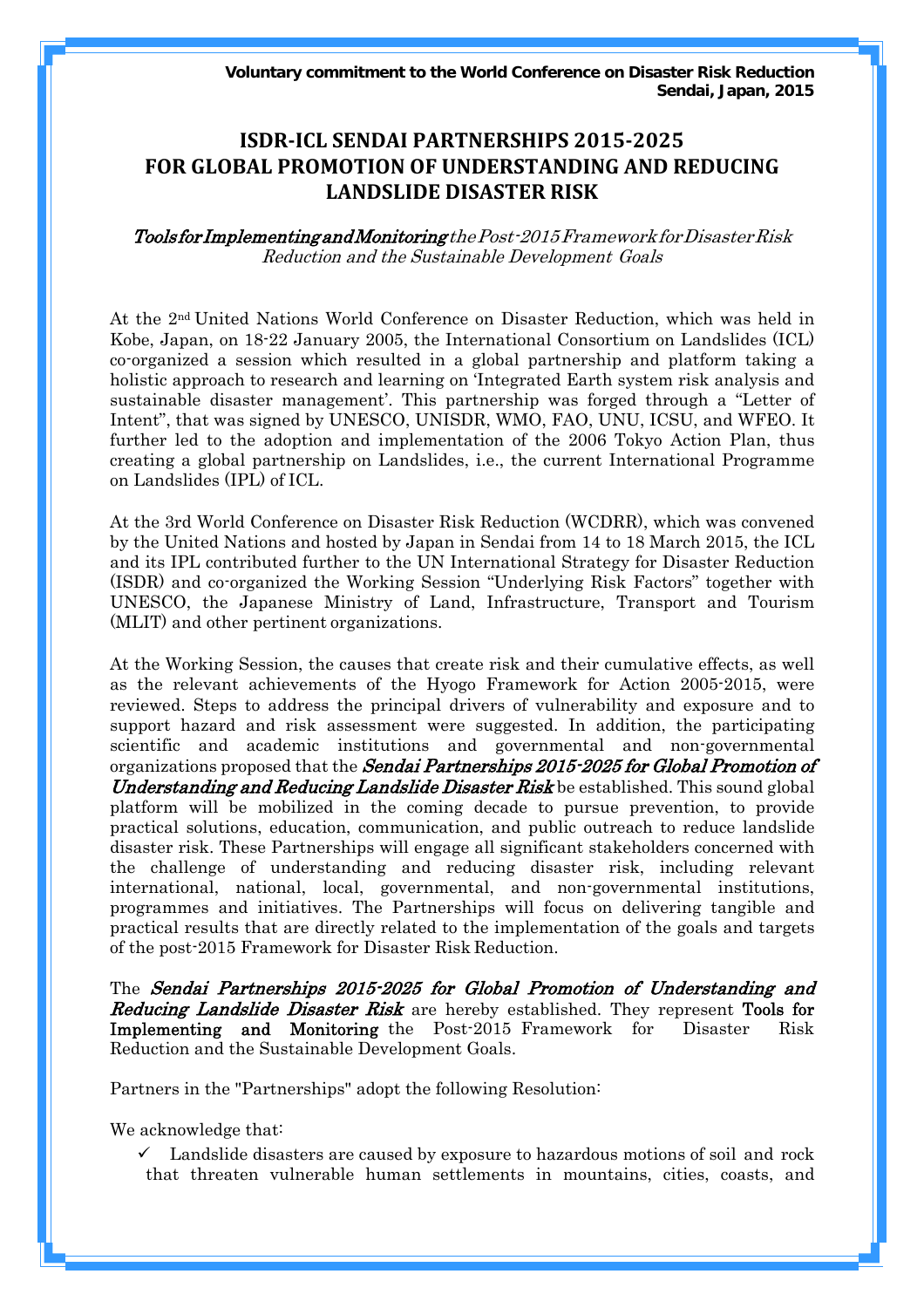**Voluntary commitment to the World Conference on Disaster Risk Reduction**
**Sendai, Japan, 2015**

# ISDR-ICL SENDAI PARTNERSHIPS 2015-2025 FOR GLOBAL PROMOTION OF UNDERSTANDING AND REDUCING LANDSLIDE DISASTER RISK

*Tools for Implementing and Monitoring the Post-2015 Framework for Disaster Risk Reduction and the Sustainable Development Goals*

At the 2nd United Nations World Conference on Disaster Reduction, which was held in Kobe, Japan, on 18-22 January 2005, the International Consortium on Landslides (ICL) co-organized a session which resulted in a global partnership and platform taking a holistic approach to research and learning on 'Integrated Earth system risk analysis and sustainable disaster management'. This partnership was forged through a "Letter of Intent", that was signed by UNESCO, UNISDR, WMO, FAO, UNU, ICSU, and WFEO. It further led to the adoption and implementation of the 2006 Tokyo Action Plan, thus creating a global partnership on Landslides, i.e., the current International Programme on Landslides (IPL) of ICL.

At the 3rd World Conference on Disaster Risk Reduction (WCDRR), which was convened by the United Nations and hosted by Japan in Sendai from 14 to 18 March 2015, the ICL and its IPL contributed further to the UN International Strategy for Disaster Reduction (ISDR) and co-organized the Working Session "Underlying Risk Factors" together with UNESCO, the Japanese Ministry of Land, Infrastructure, Transport and Tourism (MLIT) and other pertinent organizations.

At the Working Session, the causes that create risk and their cumulative effects, as well as the relevant achievements of the Hyogo Framework for Action 2005-2015, were reviewed. Steps to address the principal drivers of vulnerability and exposure and to support hazard and risk assessment were suggested. In addition, the participating scientific and academic institutions and governmental and non-governmental organizations proposed that the ***Sendai Partnerships 2015-2025 for Global Promotion of Understanding and Reducing Landslide Disaster Risk*** be established. This sound global platform will be mobilized in the coming decade to pursue prevention, to provide practical solutions, education, communication, and public outreach to reduce landslide disaster risk. These Partnerships will engage all significant stakeholders concerned with the challenge of understanding and reducing disaster risk, including relevant international, national, local, governmental, and non-governmental institutions, programmes and initiatives. The Partnerships will focus on delivering tangible and practical results that are directly related to the implementation of the goals and targets of the post-2015 Framework for Disaster Risk Reduction.

The ***Sendai Partnerships 2015-2025 for Global Promotion of Understanding and Reducing Landslide Disaster Risk*** are hereby established. They represent **Tools for Implementing and Monitoring** the Post-2015 Framework for Disaster Risk Reduction and the Sustainable Development Goals.

Partners in the "Partnerships" adopt the following Resolution:

We acknowledge that:

- ✓ Landslide disasters are caused by exposure to hazardous motions of soil and rock that threaten vulnerable human settlements in mountains, cities, coasts, and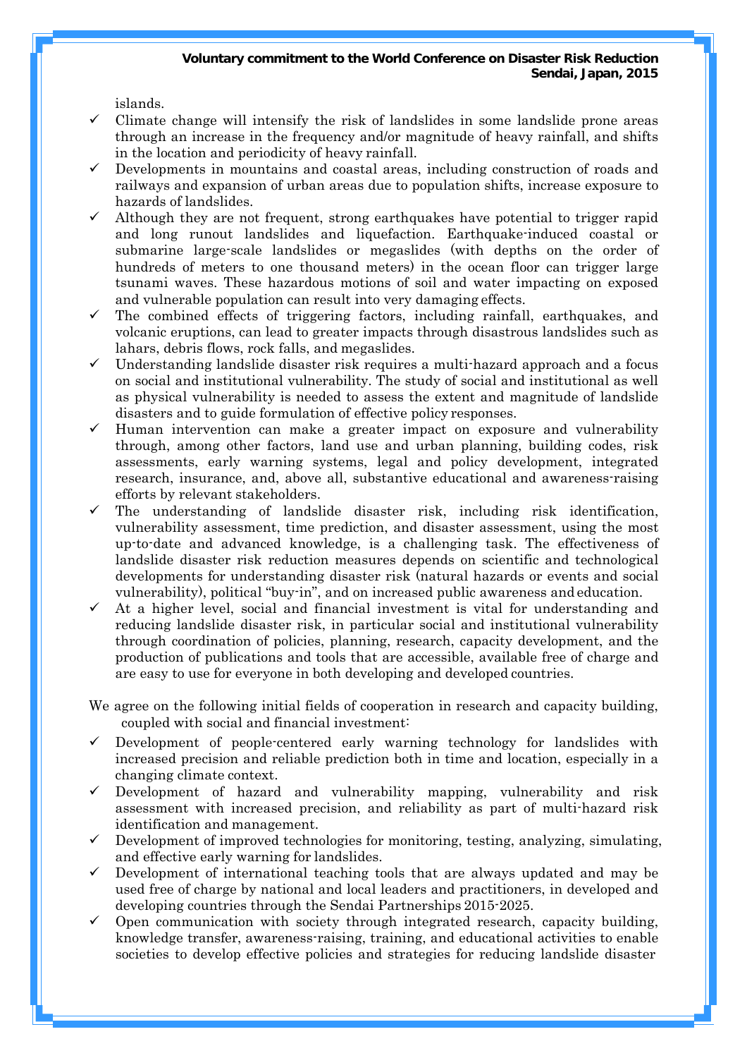islands.

- ✓ Climate change will intensify the risk of landslides in some landslide prone areas through an increase in the frequency and/or magnitude of heavy rainfall, and shifts in the location and periodicity of heavy rainfall.
- ✓ Developments in mountains and coastal areas, including construction of roads and railways and expansion of urban areas due to population shifts, increase exposure to hazards of landslides.
- ✓ Although they are not frequent, strong earthquakes have potential to trigger rapid and long runout landslides and liquefaction. Earthquake-induced coastal or submarine large-scale landslides or megaslides (with depths on the order of hundreds of meters to one thousand meters) in the ocean floor can trigger large tsunami waves. These hazardous motions of soil and water impacting on exposed and vulnerable population can result into very damaging effects.
- ✓ The combined effects of triggering factors, including rainfall, earthquakes, and volcanic eruptions, can lead to greater impacts through disastrous landslides such as lahars, debris flows, rock falls, and megaslides.
- ✓ Understanding landslide disaster risk requires a multi-hazard approach and a focus on social and institutional vulnerability. The study of social and institutional as well as physical vulnerability is needed to assess the extent and magnitude of landslide disasters and to guide formulation of effective policy responses.
- ✓ Human intervention can make a greater impact on exposure and vulnerability through, among other factors, land use and urban planning, building codes, risk assessments, early warning systems, legal and policy development, integrated research, insurance, and, above all, substantive educational and awareness-raising efforts by relevant stakeholders.
- ✓ The understanding of landslide disaster risk, including risk identification, vulnerability assessment, time prediction, and disaster assessment, using the most up-to-date and advanced knowledge, is a challenging task. The effectiveness of landslide disaster risk reduction measures depends on scientific and technological developments for understanding disaster risk (natural hazards or events and social vulnerability), political "buy-in", and on increased public awareness and education.
- ✓ At a higher level, social and financial investment is vital for understanding and reducing landslide disaster risk, in particular social and institutional vulnerability through coordination of policies, planning, research, capacity development, and the production of publications and tools that are accessible, available free of charge and are easy to use for everyone in both developing and developed countries.

We agree on the following initial fields of cooperation in research and capacity building, coupled with social and financial investment:

- ✓ Development of people-centered early warning technology for landslides with increased precision and reliable prediction both in time and location, especially in a changing climate context.
- ✓ Development of hazard and vulnerability mapping, vulnerability and risk assessment with increased precision, and reliability as part of multi-hazard risk identification and management.
- ✓ Development of improved technologies for monitoring, testing, analyzing, simulating, and effective early warning for landslides.
- ✓ Development of international teaching tools that are always updated and may be used free of charge by national and local leaders and practitioners, in developed and developing countries through the Sendai Partnerships 2015-2025.
- ✓ Open communication with society through integrated research, capacity building, knowledge transfer, awareness-raising, training, and educational activities to enable societies to develop effective policies and strategies for reducing landslide disaster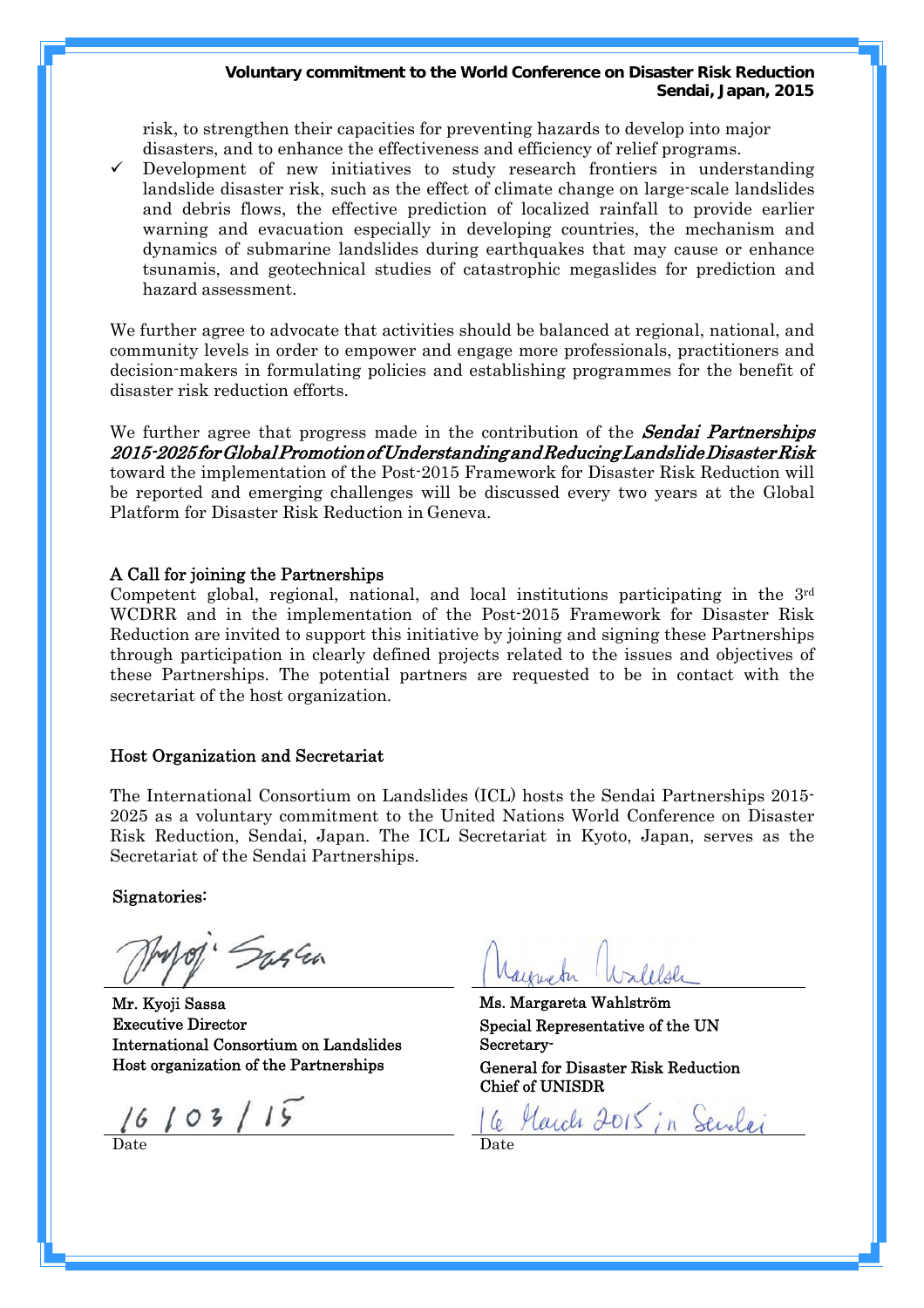risk, to strengthen their capacities for preventing hazards to develop into major disasters, and to enhance the effectiveness and efficiency of relief programs.

- ✓ Development of new initiatives to study research frontiers in understanding landslide disaster risk, such as the effect of climate change on large-scale landslides and debris flows, the effective prediction of localized rainfall to provide earlier warning and evacuation especially in developing countries, the mechanism and dynamics of submarine landslides during earthquakes that may cause or enhance tsunamis, and geotechnical studies of catastrophic megaslides for prediction and hazard assessment.

We further agree to advocate that activities should be balanced at regional, national, and community levels in order to empower and engage more professionals, practitioners and decision-makers in formulating policies and establishing programmes for the benefit of disaster risk reduction efforts.

We further agree that progress made in the contribution of the ***Sendai Partnerships 2015-2025 for Global Promotion of Understanding and Reducing Landslide Disaster Risk*** toward the implementation of the Post-2015 Framework for Disaster Risk Reduction will be reported and emerging challenges will be discussed every two years at the Global Platform for Disaster Risk Reduction in Geneva.

## A Call for joining the Partnerships

Competent global, regional, national, and local institutions participating in the 3rd WCDRR and in the implementation of the Post-2015 Framework for Disaster Risk Reduction are invited to support this initiative by joining and signing these Partnerships through participation in clearly defined projects related to the issues and objectives of these Partnerships. The potential partners are requested to be in contact with the secretariat of the host organization.

## Host Organization and Secretariat

The International Consortium on Landslides (ICL) hosts the Sendai Partnerships 2015-2025 as a voluntary commitment to the United Nations World Conference on Disaster Risk Reduction, Sendai, Japan. The ICL Secretariat in Kyoto, Japan, serves as the Secretariat of the Sendai Partnerships.

Signatories:

Kyoji Sassa

Mr. Kyoji Sassa
Executive Director
International Consortium on Landslides
Host organization of the Partnerships

16 / 03 / 15
Date

Margareta Wahlström

Ms. Margareta Wahlström
Special Representative of the UN Secretary-
General for Disaster Risk Reduction
Chief of UNISDR

16 March 2015 in Sendai
Date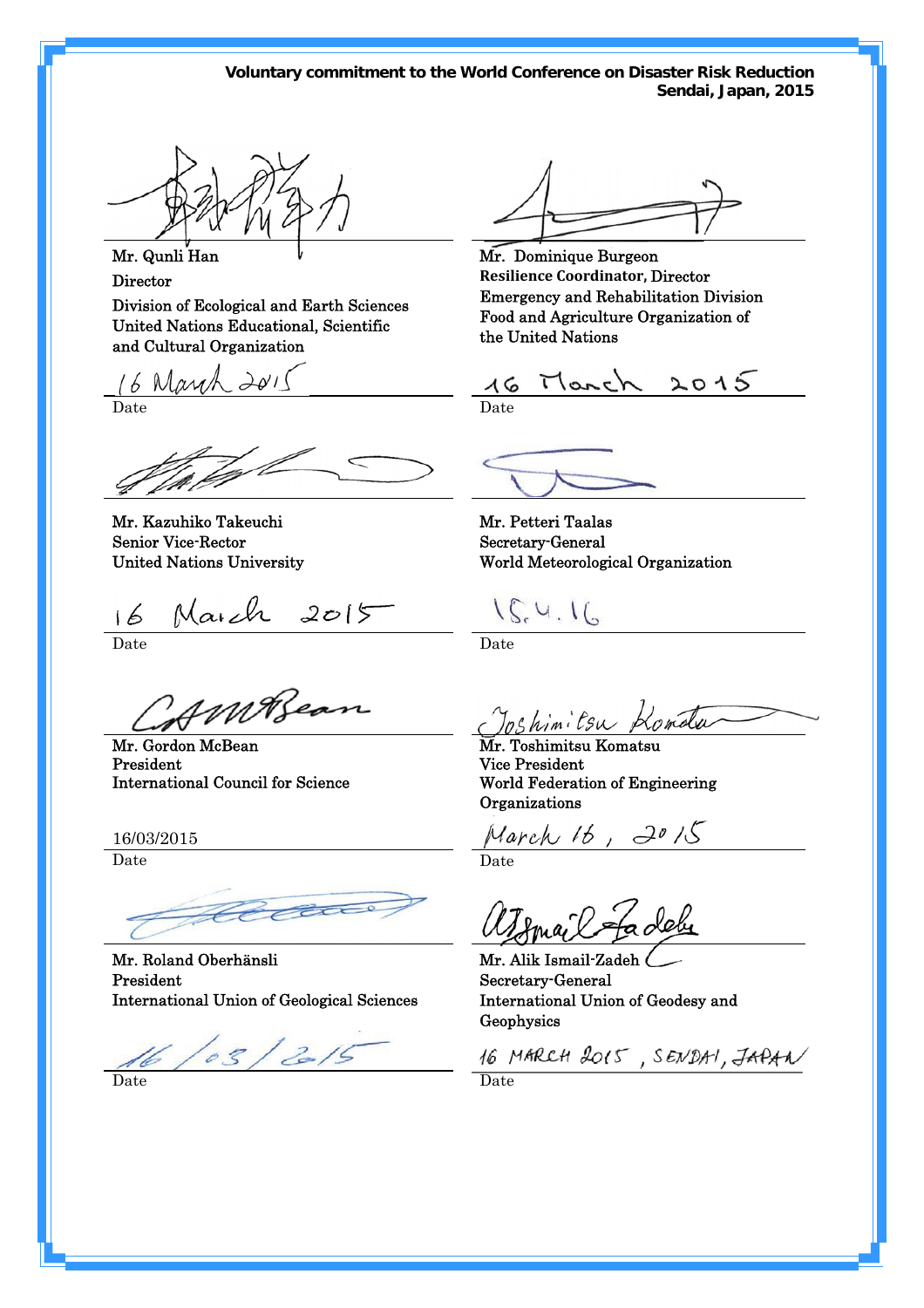**Voluntary commitment to the World Conference on Disaster Risk Reduction**
**Sendai, Japan, 2015**

Mr. Qunli Han
Director
Division of Ecological and Earth Sciences
United Nations Educational, Scientific and Cultural Organization

16 March 2015
Date

Mr. Dominique Burgeon
Resilience Coordinator, Director
Emergency and Rehabilitation Division
Food and Agriculture Organization of the United Nations

16 March 2015
Date

Mr. Kazuhiko Takeuchi
Senior Vice-Rector
United Nations University

16 March 2015
Date

Mr. Petteri Taalas
Secretary-General
World Meteorological Organization

15.4.16
Date

Mr. Gordon McBean
President
International Council for Science

16/03/2015
Date

Mr. Toshimitsu Komatsu
Vice President
World Federation of Engineering Organizations

March 16, 2015
Date

Mr. Roland Oberhänsli
President
International Union of Geological Sciences

16/03/2015
Date

Mr. Alik Ismail-Zadeh
Secretary-General
International Union of Geodesy and Geophysics

16 MARCH 2015, SENDAI, JAPAN
Date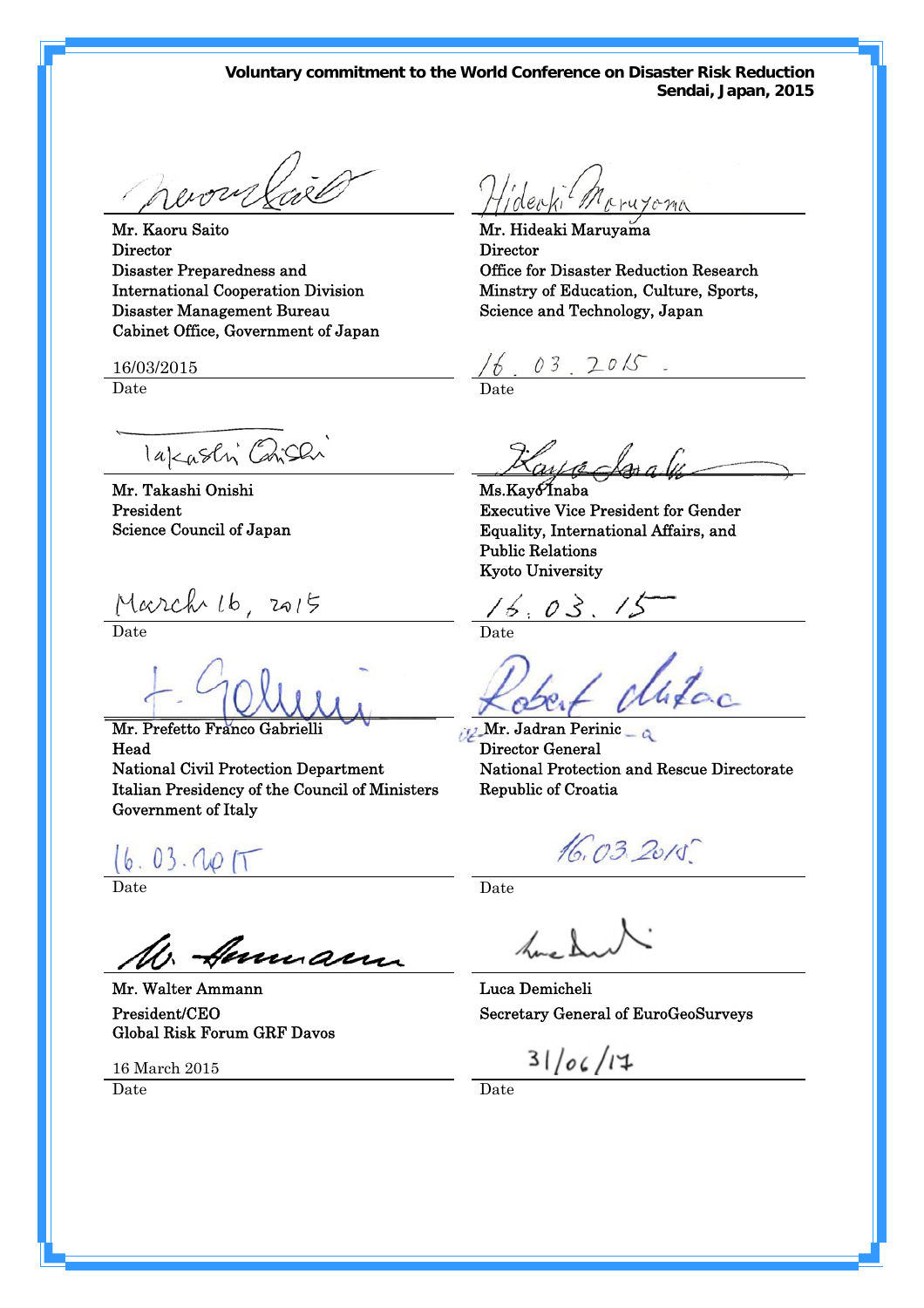**Voluntary commitment to the World Conference on Disaster Risk Reduction**
**Sendai, Japan, 2015**

Mr. Kaoru Saito
Director
Disaster Preparedness and
International Cooperation Division
Disaster Management Bureau
Cabinet Office, Government of Japan

16/03/2015
Date

Mr. Hideaki Maruyama
Director
Office for Disaster Reduction Research
Minstry of Education, Culture, Sports,
Science and Technology, Japan

16. 03. 2015.
Date

Mr. Takashi Onishi
President
Science Council of Japan

March 16, 2015
Date

Ms.Kayo Inaba
Executive Vice President for Gender
Equality, International Affairs, and
Public Relations
Kyoto University

16. 03. 15
Date

Mr. Prefetto Franco Gabrielli
Head
National Civil Protection Department
Italian Presidency of the Council of Ministers
Government of Italy

16. 03. 2015
Date

Mr. Jadran Perinic
Director General
National Protection and Rescue Directorate
Republic of Croatia

16.03.2015.
Date

Mr. Walter Ammann
President/CEO
Global Risk Forum GRF Davos

16 March 2015
Date

Luca Demicheli
Secretary General of EuroGeoSurveys

31/06/17
Date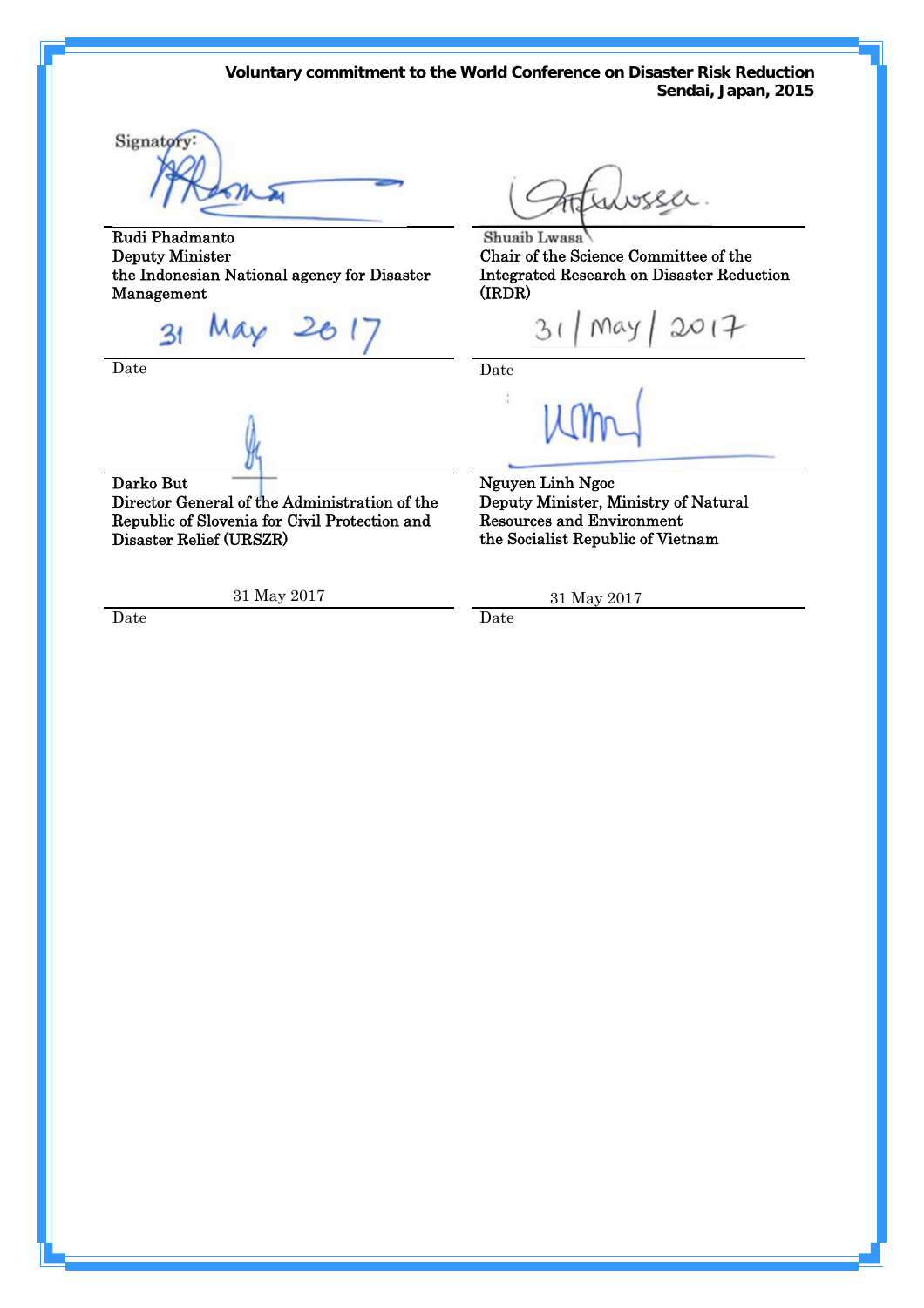**Voluntary commitment to the World Conference on Disaster Risk Reduction**
**Sendai, Japan, 2015**

Signatory:

Rudi Phadmanto
Deputy Minister
the Indonesian National agency for Disaster Management

31 May 2017

Date

Shuaib Lwasa
Chair of the Science Committee of the Integrated Research on Disaster Reduction (IRDR)

31 / May / 2017

Date

Darko But
Director General of the Administration of the Republic of Slovenia for Civil Protection and Disaster Relief (URSZR)

31 May 2017

Date

Nguyen Linh Ngoc
Deputy Minister, Ministry of Natural Resources and Environment
the Socialist Republic of Vietnam

31 May 2017

Date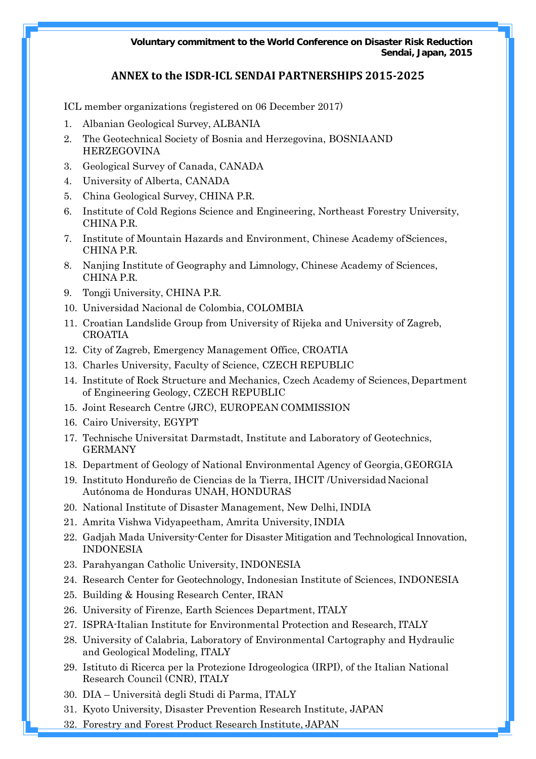**Voluntary commitment to the World Conference on Disaster Risk Reduction**
**Sendai, Japan, 2015**

## ANNEX to the ISDR-ICL SENDAI PARTNERSHIPS 2015-2025

ICL member organizations (registered on 06 December 2017)

1. Albanian Geological Survey, ALBANIA
2. The Geotechnical Society of Bosnia and Herzegovina, BOSNIA AND HERZEGOVINA
3. Geological Survey of Canada, CANADA
4. University of Alberta, CANADA
5. China Geological Survey, CHINA P.R.
6. Institute of Cold Regions Science and Engineering, Northeast Forestry University, CHINA P.R.
7. Institute of Mountain Hazards and Environment, Chinese Academy of Sciences, CHINA P.R.
8. Nanjing Institute of Geography and Limnology, Chinese Academy of Sciences, CHINA P.R.
9. Tongji University, CHINA P.R.
10. Universidad Nacional de Colombia, COLOMBIA
11. Croatian Landslide Group from University of Rijeka and University of Zagreb, CROATIA
12. City of Zagreb, Emergency Management Office, CROATIA
13. Charles University, Faculty of Science, CZECH REPUBLIC
14. Institute of Rock Structure and Mechanics, Czech Academy of Sciences, Department of Engineering Geology, CZECH REPUBLIC
15. Joint Research Centre (JRC), EUROPEAN COMMISSION
16. Cairo University, EGYPT
17. Technische Universitat Darmstadt, Institute and Laboratory of Geotechnics, GERMANY
18. Department of Geology of National Environmental Agency of Georgia, GEORGIA
19. Instituto Hondureño de Ciencias de la Tierra, IHCIT /Universidad Nacional Autónoma de Honduras UNAH, HONDURAS
20. National Institute of Disaster Management, New Delhi, INDIA
21. Amrita Vishwa Vidyapeetham, Amrita University, INDIA
22. Gadjah Mada University-Center for Disaster Mitigation and Technological Innovation, INDONESIA
23. Parahyangan Catholic University, INDONESIA
24. Research Center for Geotechnology, Indonesian Institute of Sciences, INDONESIA
25. Building & Housing Research Center, IRAN
26. University of Firenze, Earth Sciences Department, ITALY
27. ISPRA-Italian Institute for Environmental Protection and Research, ITALY
28. University of Calabria, Laboratory of Environmental Cartography and Hydraulic and Geological Modeling, ITALY
29. Istituto di Ricerca per la Protezione Idrogeologica (IRPI), of the Italian National Research Council (CNR), ITALY
30. DIA – Università degli Studi di Parma, ITALY
31. Kyoto University, Disaster Prevention Research Institute, JAPAN
32. Forestry and Forest Product Research Institute, JAPAN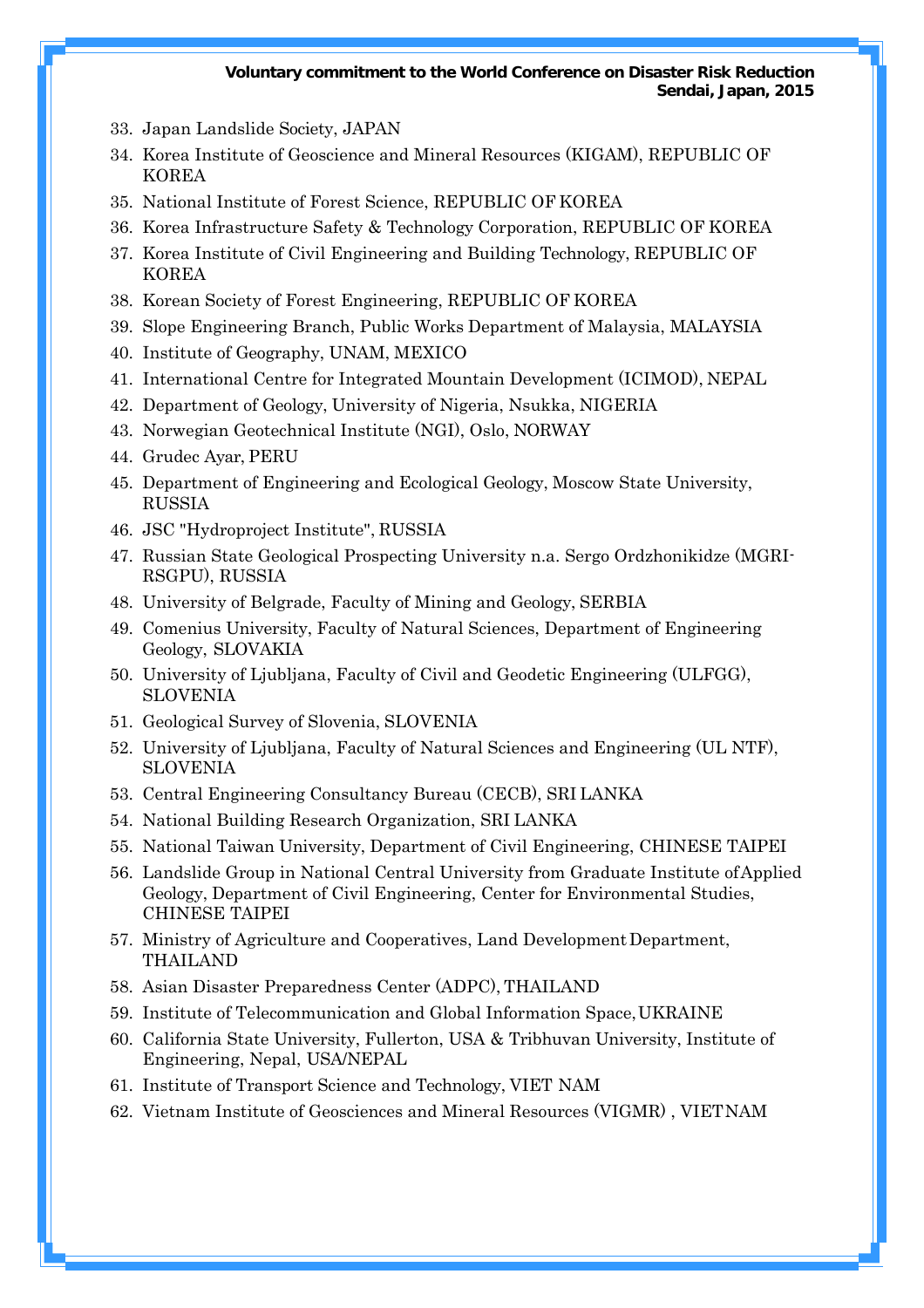33. Japan Landslide Society, JAPAN
34. Korea Institute of Geoscience and Mineral Resources (KIGAM), REPUBLIC OF KOREA
35. National Institute of Forest Science, REPUBLIC OF KOREA
36. Korea Infrastructure Safety & Technology Corporation, REPUBLIC OF KOREA
37. Korea Institute of Civil Engineering and Building Technology, REPUBLIC OF KOREA
38. Korean Society of Forest Engineering, REPUBLIC OF KOREA
39. Slope Engineering Branch, Public Works Department of Malaysia, MALAYSIA
40. Institute of Geography, UNAM, MEXICO
41. International Centre for Integrated Mountain Development (ICIMOD), NEPAL
42. Department of Geology, University of Nigeria, Nsukka, NIGERIA
43. Norwegian Geotechnical Institute (NGI), Oslo, NORWAY
44. Grudec Ayar, PERU
45. Department of Engineering and Ecological Geology, Moscow State University, RUSSIA
46. JSC "Hydroproject Institute", RUSSIA
47. Russian State Geological Prospecting University n.a. Sergo Ordzhonikidze (MGRI-RSGPU), RUSSIA
48. University of Belgrade, Faculty of Mining and Geology, SERBIA
49. Comenius University, Faculty of Natural Sciences, Department of Engineering Geology, SLOVAKIA
50. University of Ljubljana, Faculty of Civil and Geodetic Engineering (ULFGG), SLOVENIA
51. Geological Survey of Slovenia, SLOVENIA
52. University of Ljubljana, Faculty of Natural Sciences and Engineering (UL NTF), SLOVENIA
53. Central Engineering Consultancy Bureau (CECB), SRI LANKA
54. National Building Research Organization, SRI LANKA
55. National Taiwan University, Department of Civil Engineering, CHINESE TAIPEI
56. Landslide Group in National Central University from Graduate Institute of Applied Geology, Department of Civil Engineering, Center for Environmental Studies, CHINESE TAIPEI
57. Ministry of Agriculture and Cooperatives, Land Development Department, THAILAND
58. Asian Disaster Preparedness Center (ADPC), THAILAND
59. Institute of Telecommunication and Global Information Space, UKRAINE
60. California State University, Fullerton, USA & Tribhuvan University, Institute of Engineering, Nepal, USA/NEPAL
61. Institute of Transport Science and Technology, VIET NAM
62. Vietnam Institute of Geosciences and Mineral Resources (VIGMR) , VIET NAM